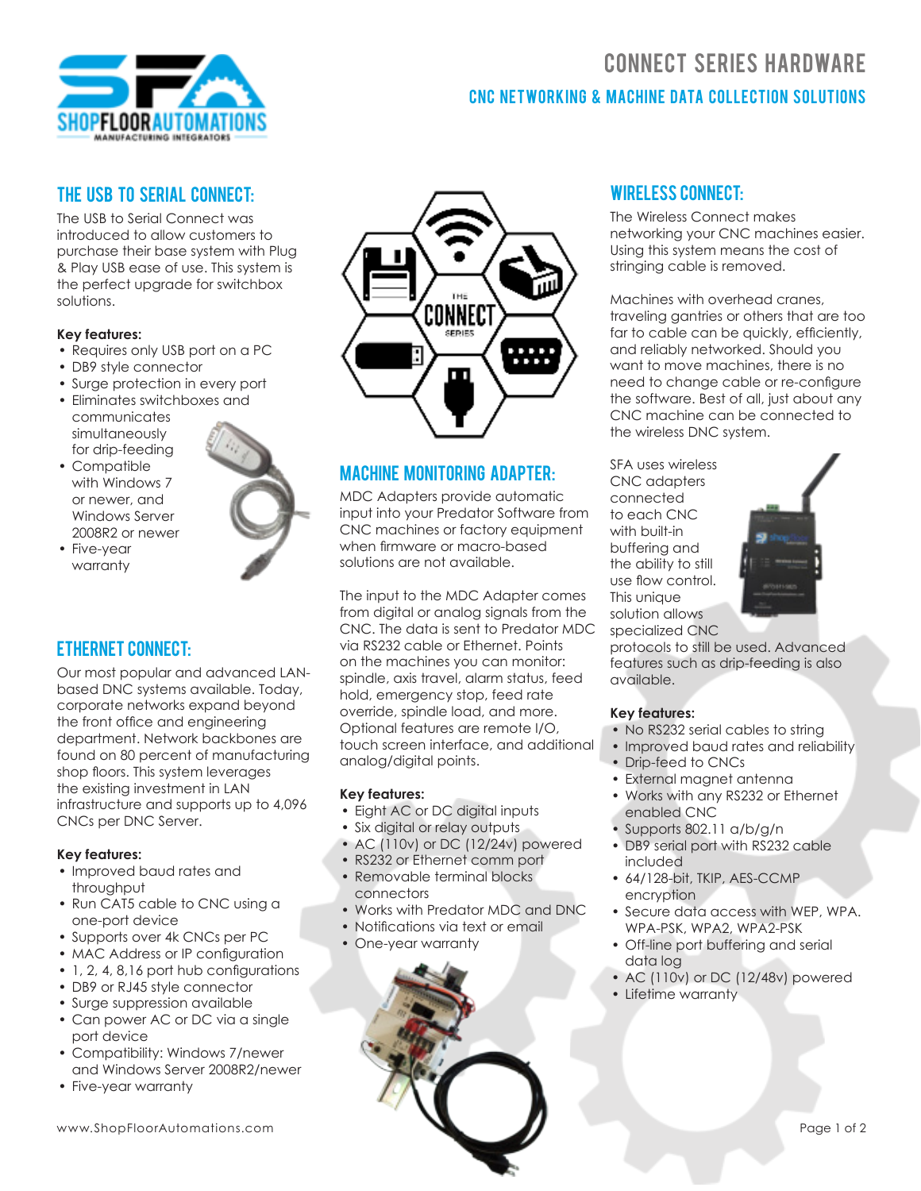# CONNECT SERIES HARDWARE

## CNC NETWORKING & MACHINE DATA COLLECTION SOLUTIONS

## THE USB TO SERIAL CONNECT:

The USB to Serial Connect was introduced to allow customers to purchase their base system with Plug & Play USB ease of use. This system is the perfect upgrade for switchbox solutions.

**Key features:**

- Requires only USB port on a PC
- DB9 style connector
- Surge protection in every port
- Eliminates switchboxes and communicates simultaneously for drip-feeding
- Compatible with Windows 7 or newer, and Windows Server 2008R2 or newer
- Five-year warranty

## ETHERNET CONNECT:

Our most popular and advanced LAN-based DNC systems available. Today, corporate networks expand beyond the front office and engineering department. Network backbones are found on 80 percent of manufacturing shop floors. This system leverages the existing investment in LAN infrastructure and supports up to 4,096 CNCs per DNC Server.

**Key features:**

- Improved baud rates and throughput
- Run CAT5 cable to CNC using a one-port device
- Supports over 4k CNCs per PC
- MAC Address or IP configuration
- 1, 2, 4, 8,16 port hub configurations
- DB9 or RJ45 style connector
- Surge suppression available
- Can power AC or DC via a single port device
- Compatibility: Windows 7/newer and Windows Server 2008R2/newer
- Five-year warranty

## MACHINE MONITORING ADAPTER:

MDC Adapters provide automatic input into your Predator Software from CNC machines or factory equipment when firmware or macro-based solutions are not available.

The input to the MDC Adapter comes from digital or analog signals from the CNC. The data is sent to Predator MDC via RS232 cable or Ethernet. Points on the machines you can monitor: spindle, axis travel, alarm status, feed hold, emergency stop, feed rate override, spindle load, and more. Optional features are remote I/O, touch screen interface, and additional analog/digital points.

**Key features:**

- Eight AC or DC digital inputs
- Six digital or relay outputs
- AC (110v) or DC (12/24v) powered
- RS232 or Ethernet comm port
- Removable terminal blocks connectors
- Works with Predator MDC and DNC
- Notifications via text or email
- One-year warranty

## WIRELESS CONNECT:

The Wireless Connect makes networking your CNC machines easier. Using this system means the cost of stringing cable is removed.

Machines with overhead cranes, traveling gantries or others that are too far to cable can be quickly, efficiently, and reliably networked. Should you want to move machines, there is no need to change cable or re-configure the software. Best of all, just about any CNC machine can be connected to the wireless DNC system.

SFA uses wireless CNC adapters connected to each CNC with built-in buffering and the ability to still use flow control. This unique solution allows specialized CNC protocols to still be used. Advanced features such as drip-feeding is also available.

**Key features:**

- No RS232 serial cables to string
- Improved baud rates and reliability
- Drip-feed to CNCs
- External magnet antenna
- Works with any RS232 or Ethernet enabled CNC
- Supports 802.11 a/b/g/n
- DB9 serial port with RS232 cable included
- 64/128-bit, TKIP, AES-CCMP encryption
- Secure data access with WEP, WPA. WPA-PSK, WPA2, WPA2-PSK
- Off-line port buffering and serial data log
- AC (110v) or DC (12/48v) powered
- Lifetime warranty

www.ShopFloorAutomations.com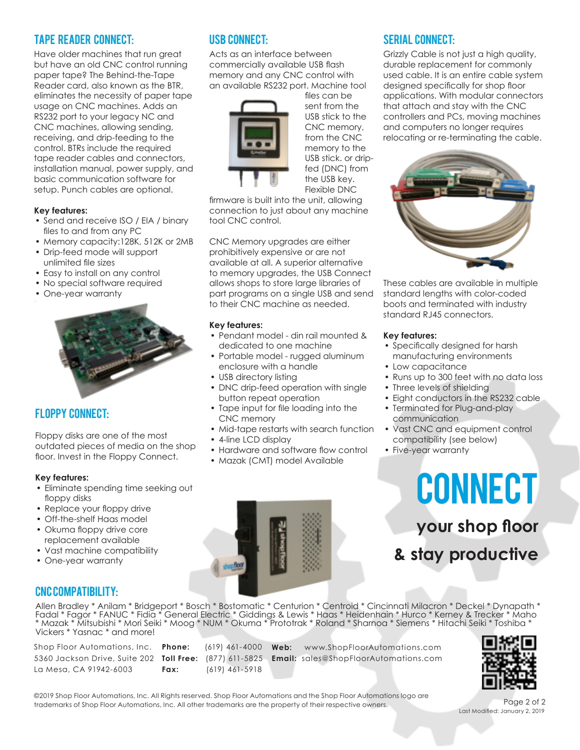## TAPE READER CONNECT:

Have older machines that run great but have an old CNC control running paper tape? The Behind-the-Tape Reader card, also known as the BTR, eliminates the necessity of paper tape usage on CNC machines. Adds an RS232 port to your legacy NC and CNC machines, allowing sending, receiving, and drip-feeding to the control. BTRs include the required tape reader cables and connectors, installation manual, power supply, and basic communication software for setup. Punch cables are optional.

**Key features:**

- Send and receive ISO / EIA / binary files to and from any PC
- Memory capacity:128K, 512K or 2MB
- Drip-feed mode will support unlimited file sizes
- Easy to install on any control
- No special software required
- One-year warranty

## FLOPPY CONNECT:

Floppy disks are one of the most outdated pieces of media on the shop floor. Invest in the Floppy Connect.

**Key features:**

- Eliminate spending time seeking out floppy disks
- Replace your floppy drive
- Off-the-shelf Haas model
- Okuma floppy drive core replacement available
- Vast machine compatibility
- One-year warranty

## USB CONNECT:

Acts as an interface between commercially available USB flash memory and any CNC control with an available RS232 port. Machine tool files can be sent from the USB stick to the CNC memory, from the CNC memory to the USB stick. or drip-fed (DNC) from the USB key. Flexible DNC firmware is built into the unit, allowing connection to just about any machine tool CNC control.

CNC Memory upgrades are either prohibitively expensive or are not available at all. A superior alternative to memory upgrades, the USB Connect allows shops to store large libraries of part programs on a single USB and send to their CNC machine as needed.

**Key features:**

- Pendant model - din rail mounted & dedicated to one machine
- Portable model - rugged aluminum enclosure with a handle
- USB directory listing
- DNC drip-feed operation with single button repeat operation
- Tape input for file loading into the CNC memory
- Mid-tape restarts with search function
- 4-line LCD display
- Hardware and software flow control
- Mazak (CMT) model Available

## SERIAL CONNECT:

Grizzly Cable is not just a high quality, durable replacement for commonly used cable. It is an entire cable system designed specifically for shop floor applications. With modular connectors that attach and stay with the CNC controllers and PCs, moving machines and computers no longer requires relocating or re-terminating the cable.

These cables are available in multiple standard lengths with color-coded boots and terminated with industry standard RJ45 connectors.

**Key features:**

- Specifically designed for harsh manufacturing environments
- Low capacitance
- Runs up to 300 feet with no data loss
- Three levels of shielding
- Eight conductors in the RS232 cable
- Terminated for Plug-and-play communication
- Vast CNC and equipment control compatibility (see below)
- Five-year warranty

# CONNECT

**your shop floor**

**& stay productive**

## CNC COMPATIBILITY:

Allen Bradley * Anilam * Bridgeport * Bosch * Bostomatic * Centurion * Centroid * Cincinnati Milacron * Deckel * Dynapath * Fadal * Fagor * FANUC * Fidia * General Electric * Giddings & Lewis * Haas * Heidenhain * Hurco * Kerney & Trecker * Maho * Mazak * Mitsubishi * Mori Seiki * Moog * NUM * Okuma * Prototrak * Roland * Sharnoa * Siemens * Hitachi Seiki * Toshiba * Vickers * Yasnac * and more!

| | | | | | |
|---|---|---|---|---|---|
| Shop Floor Automations, Inc. | **Phone:** | (619) 461-4000 | **Web:** | www.ShopFloorAutomations.com |
| 5360 Jackson Drive, Suite 202 | **Toll Free:** | (877) 611-5825 | **Email:** | sales@ShopFloorAutomations.com |
| La Mesa, CA 91942-6003 | **Fax:** | (619) 461-5918 | | |

©2019 Shop Floor Automations, Inc. All Rights reserved. Shop Floor Automations and the Shop Floor Automations logo are trademarks of Shop Floor Automations, Inc. All other trademarks are the property of their respective owners.

Last Modified: January 2, 2019